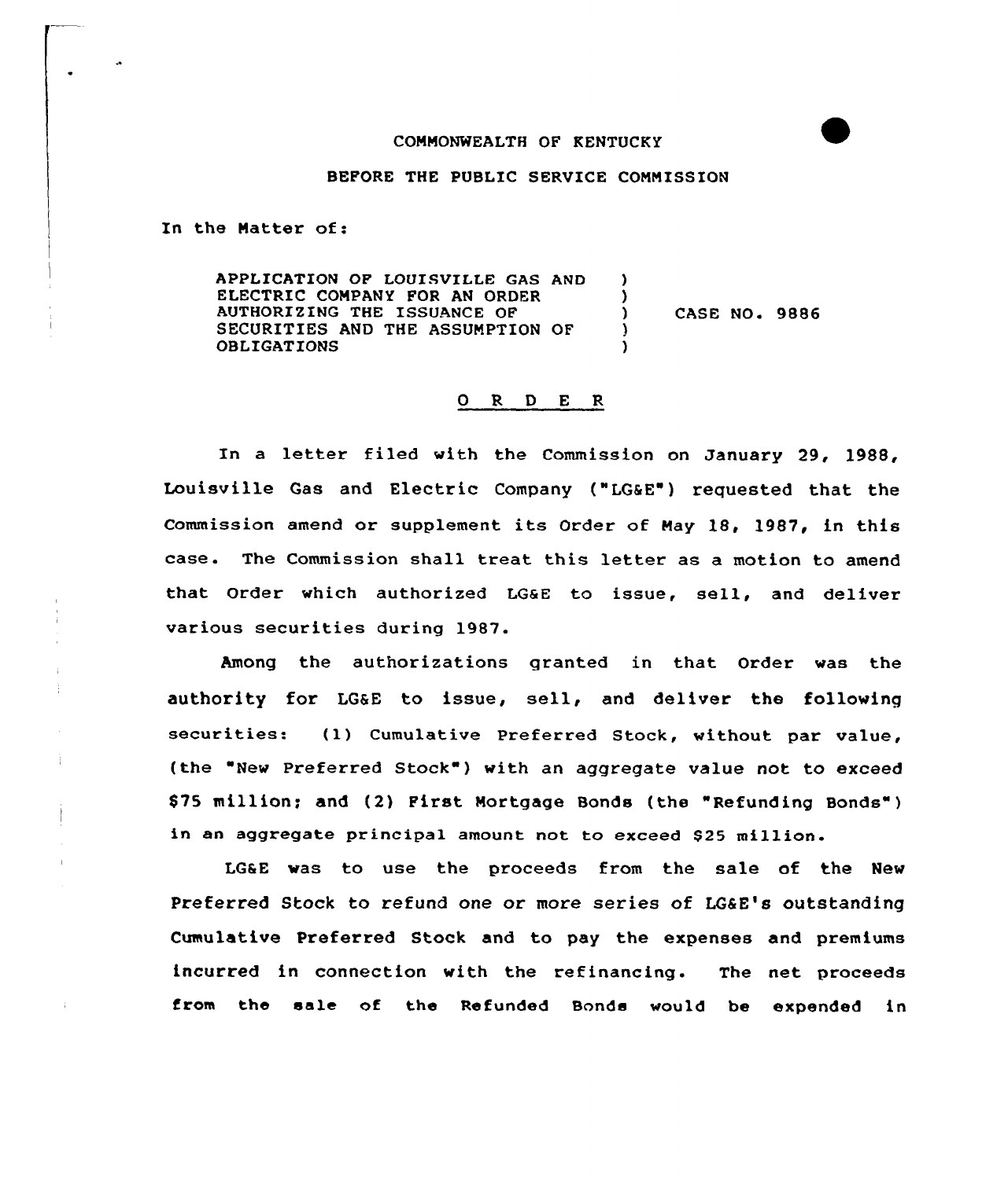COMMONWEALTH OF KENTUCKY

BEFORE THE PUBLIC SERVICE COMMISSION

In the Matter of:

| | | |
|---|---|---|
| APPLICATION OF LOUISVILLE GAS AND ELECTRIC COMPANY FOR AN ORDER AUTHORIZING THE ISSUANCE OF SECURITIES AND THE ASSUMPTION OF OBLIGATIONS | ) ) ) ) ) | CASE NO. 9886 |

O R D E R

In a letter filed with the Commission on January 29, 1988, Louisville Gas and Electric Company ("LG&E") requested that the Commission amend or supplement its Order of May 18, 1987, in this case. The Commission shall treat this letter as a motion to amend that Order which authorized LG&E to issue, sell, and deliver various securities during 1987.

Among the authorizations granted in that Order was the authority for LG&E to issue, sell, and deliver the following securities: (1) Cumulative Preferred Stock, without par value, (the "New Preferred Stock") with an aggregate value not to exceed $75 million; and (2) First Mortgage Bonds (the "Refunding Bonds") in an aggregate principal amount not to exceed $25 million.

LG&E was to use the proceeds from the sale of the New Preferred Stock to refund one or more series of LG&E's outstanding Cumulative Preferred Stock and to pay the expenses and premiums incurred in connection with the refinancing. The net proceeds from the sale of the Refunded Bonds would be expended in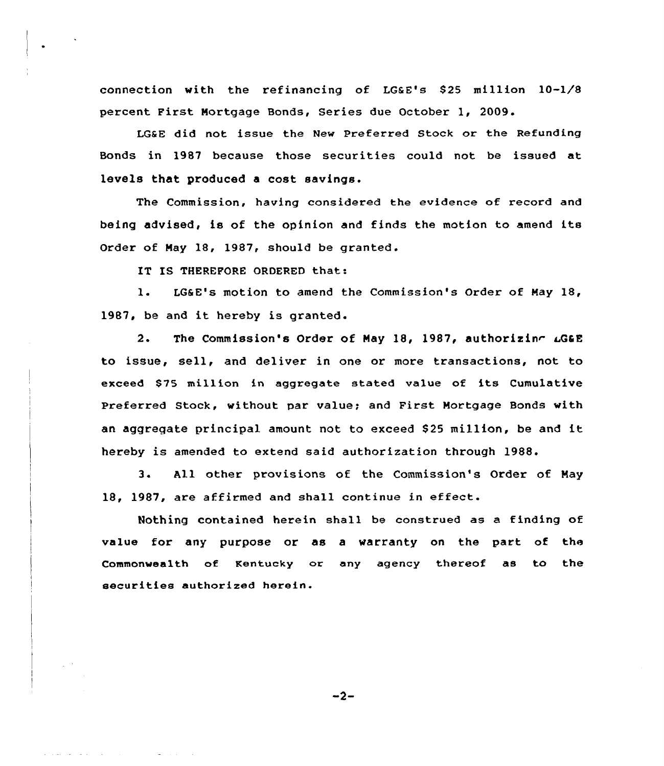connection with the refinancing of LG&E's $25 million 10-1/8 percent First Mortgage Bonds, Series due October 1, 2009.

LG&E did not issue the New Preferred Stock or the Refunding Bonds in 1987 because those securities could not be issued at levels that produced a cost savings.

The Commission, having considered the evidence of record and being advised, is of the opinion and finds the motion to amend its Order of May 18, 1987, should be granted.

IT IS THEREFORE ORDERED that:

1. LG&E's motion to amend the Commission's Order of May 18, 1987, be and it hereby is granted.

2. The Commission's Order of May 18, 1987, authorizing LG&E to issue, sell, and deliver in one or more transactions, not to exceed $75 million in aggregate stated value of its Cumulative Preferred Stock, without par value; and First Mortgage Bonds with an aggregate principal amount not to exceed $25 million, be and it hereby is amended to extend said authorization through 1988.

3. All other provisions of the Commission's Order of May 18, 1987, are affirmed and shall continue in effect.

Nothing contained herein shall be construed as a finding of value for any purpose or as a warranty on the part of the Commonwealth of Kentucky or any agency thereof as to the securities authorized herein.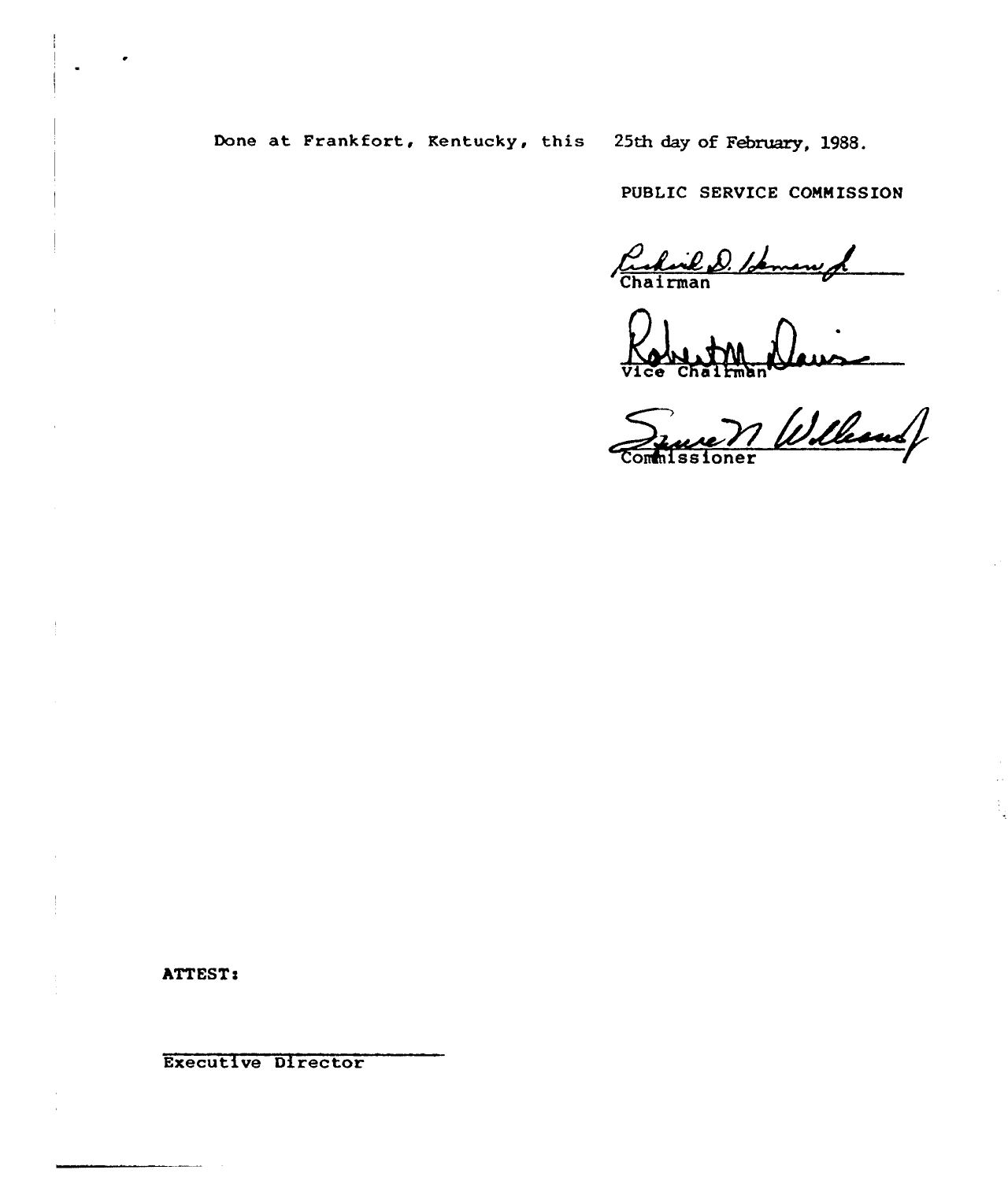Done at Frankfort, Kentucky, this 25th day of February, 1988.

PUBLIC SERVICE COMMISSION

Chairman

Vice Chairman

Commissioner

ATTEST:

Executive Director